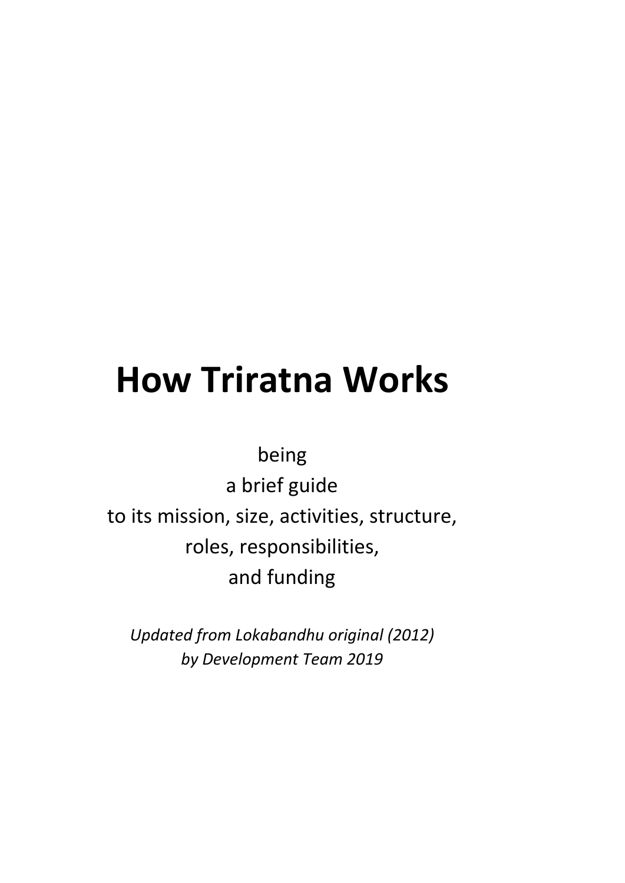# How Triratna Works

being
a brief guide
to its mission, size, activities, structure,
roles, responsibilities,
and funding

*Updated from Lokabandhu original (2012)*
*by Development Team 2019*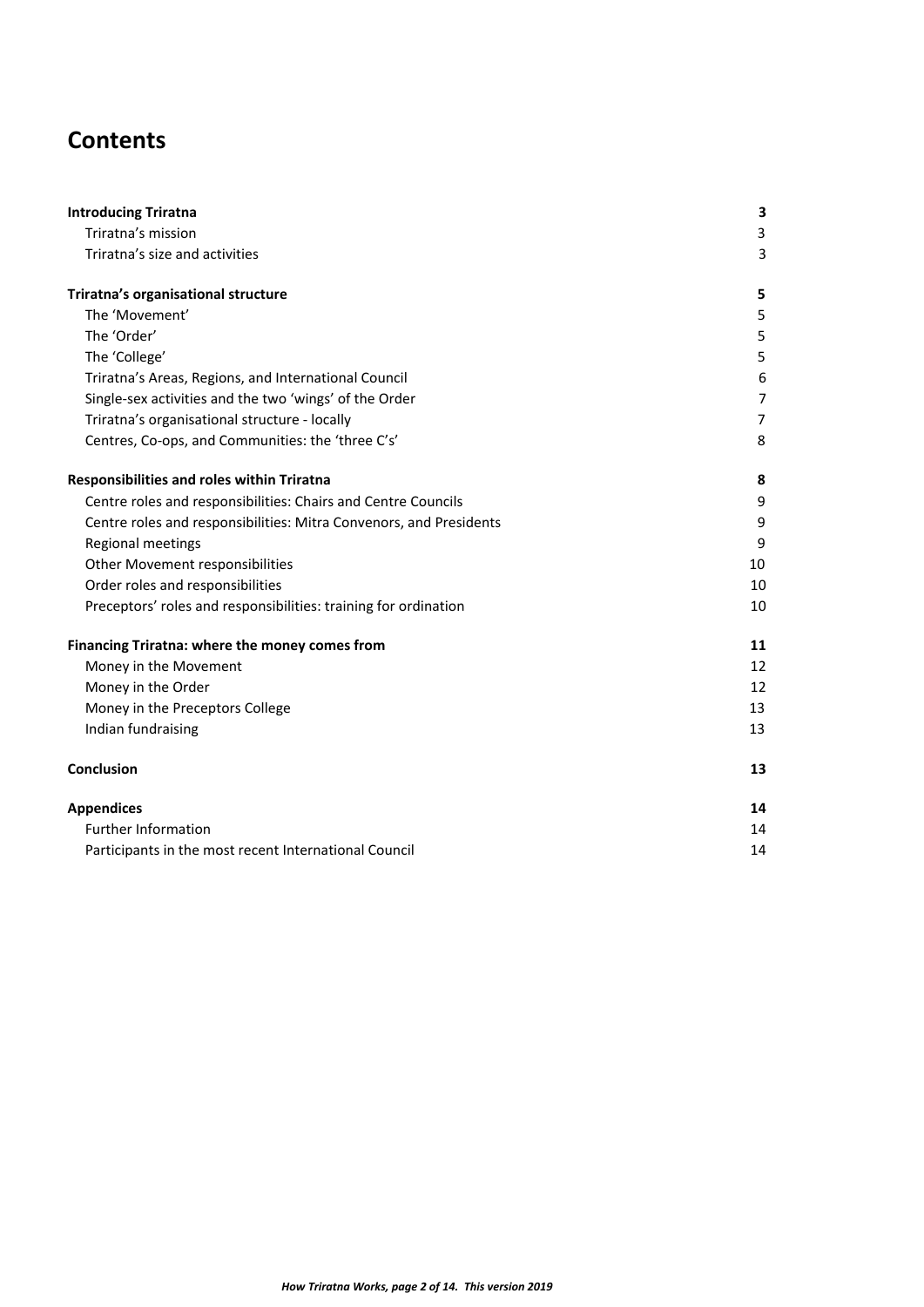# Contents

| | |
|---|---|
| **Introducing Triratna** | **3** |
| Triratna's mission | 3 |
| Triratna's size and activities | 3 |
| **Triratna's organisational structure** | **5** |
| The 'Movement' | 5 |
| The 'Order' | 5 |
| The 'College' | 5 |
| Triratna's Areas, Regions, and International Council | 6 |
| Single-sex activities and the two 'wings' of the Order | 7 |
| Triratna's organisational structure - locally | 7 |
| Centres, Co-ops, and Communities: the 'three C's' | 8 |
| **Responsibilities and roles within Triratna** | **8** |
| Centre roles and responsibilities: Chairs and Centre Councils | 9 |
| Centre roles and responsibilities: Mitra Convenors, and Presidents | 9 |
| Regional meetings | 9 |
| Other Movement responsibilities | 10 |
| Order roles and responsibilities | 10 |
| Preceptors' roles and responsibilities: training for ordination | 10 |
| **Financing Triratna: where the money comes from** | **11** |
| Money in the Movement | 12 |
| Money in the Order | 12 |
| Money in the Preceptors College | 13 |
| Indian fundraising | 13 |
| **Conclusion** | **13** |
| **Appendices** | **14** |
| Further Information | 14 |
| Participants in the most recent International Council | 14 |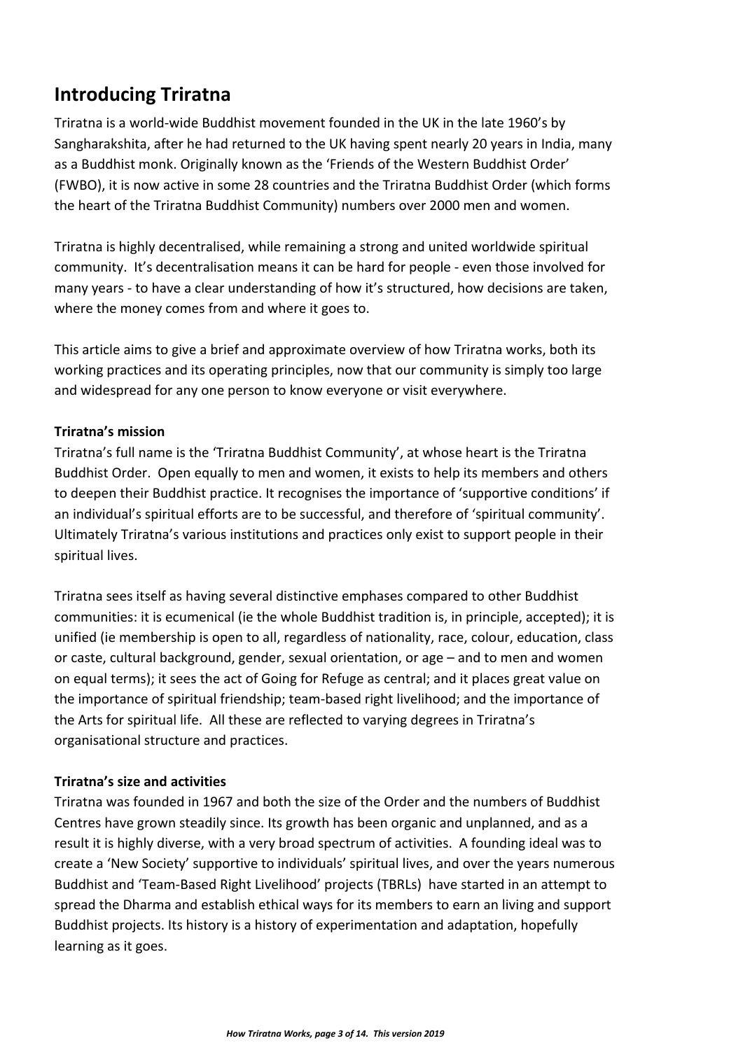## Introducing Triratna

Triratna is a world-wide Buddhist movement founded in the UK in the late 1960's by Sangharakshita, after he had returned to the UK having spent nearly 20 years in India, many as a Buddhist monk. Originally known as the 'Friends of the Western Buddhist Order' (FWBO), it is now active in some 28 countries and the Triratna Buddhist Order (which forms the heart of the Triratna Buddhist Community) numbers over 2000 men and women.

Triratna is highly decentralised, while remaining a strong and united worldwide spiritual community. It's decentralisation means it can be hard for people - even those involved for many years - to have a clear understanding of how it's structured, how decisions are taken, where the money comes from and where it goes to.

This article aims to give a brief and approximate overview of how Triratna works, both its working practices and its operating principles, now that our community is simply too large and widespread for any one person to know everyone or visit everywhere.

**Triratna's mission**

Triratna's full name is the 'Triratna Buddhist Community', at whose heart is the Triratna Buddhist Order. Open equally to men and women, it exists to help its members and others to deepen their Buddhist practice. It recognises the importance of 'supportive conditions' if an individual's spiritual efforts are to be successful, and therefore of 'spiritual community'. Ultimately Triratna's various institutions and practices only exist to support people in their spiritual lives.

Triratna sees itself as having several distinctive emphases compared to other Buddhist communities: it is ecumenical (ie the whole Buddhist tradition is, in principle, accepted); it is unified (ie membership is open to all, regardless of nationality, race, colour, education, class or caste, cultural background, gender, sexual orientation, or age – and to men and women on equal terms); it sees the act of Going for Refuge as central; and it places great value on the importance of spiritual friendship; team-based right livelihood; and the importance of the Arts for spiritual life. All these are reflected to varying degrees in Triratna's organisational structure and practices.

**Triratna's size and activities**

Triratna was founded in 1967 and both the size of the Order and the numbers of Buddhist Centres have grown steadily since. Its growth has been organic and unplanned, and as a result it is highly diverse, with a very broad spectrum of activities. A founding ideal was to create a 'New Society' supportive to individuals' spiritual lives, and over the years numerous Buddhist and 'Team-Based Right Livelihood' projects (TBRLs) have started in an attempt to spread the Dharma and establish ethical ways for its members to earn an living and support Buddhist projects. Its history is a history of experimentation and adaptation, hopefully learning as it goes.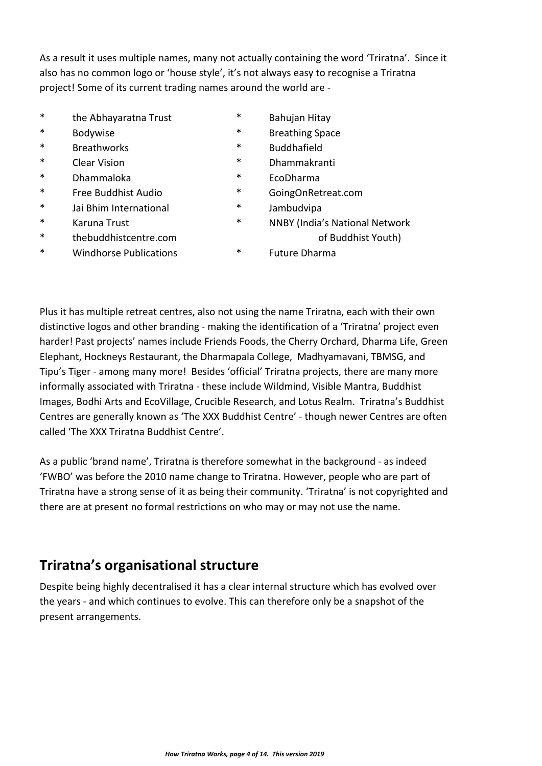As a result it uses multiple names, many not actually containing the word 'Triratna'. Since it also has no common logo or 'house style', it's not always easy to recognise a Triratna project! Some of its current trading names around the world are -

* the Abhayaratna Trust
* Bodywise
* Breathworks
* Clear Vision
* Dhammaloka
* Free Buddhist Audio
* Jai Bhim International
* Karuna Trust
* thebuddhistcentre.com
* Windhorse Publications
* Bahujan Hitay
* Breathing Space
* Buddhafield
* Dhammakranti
* EcoDharma
* GoingOnRetreat.com
* Jambudvipa
* NNBY (India's National Network of Buddhist Youth)
* Future Dharma

Plus it has multiple retreat centres, also not using the name Triratna, each with their own distinctive logos and other branding - making the identification of a 'Triratna' project even harder! Past projects' names include Friends Foods, the Cherry Orchard, Dharma Life, Green Elephant, Hockneys Restaurant, the Dharmapala College, Madhyamavani, TBMSG, and Tipu's Tiger - among many more! Besides 'official' Triratna projects, there are many more informally associated with Triratna - these include Wildmind, Visible Mantra, Buddhist Images, Bodhi Arts and EcoVillage, Crucible Research, and Lotus Realm. Triratna's Buddhist Centres are generally known as 'The XXX Buddhist Centre' - though newer Centres are often called 'The XXX Triratna Buddhist Centre'.

As a public 'brand name', Triratna is therefore somewhat in the background - as indeed 'FWBO' was before the 2010 name change to Triratna. However, people who are part of Triratna have a strong sense of it as being their community. 'Triratna' is not copyrighted and there are at present no formal restrictions on who may or may not use the name.

## Triratna's organisational structure

Despite being highly decentralised it has a clear internal structure which has evolved over the years - and which continues to evolve. This can therefore only be a snapshot of the present arrangements.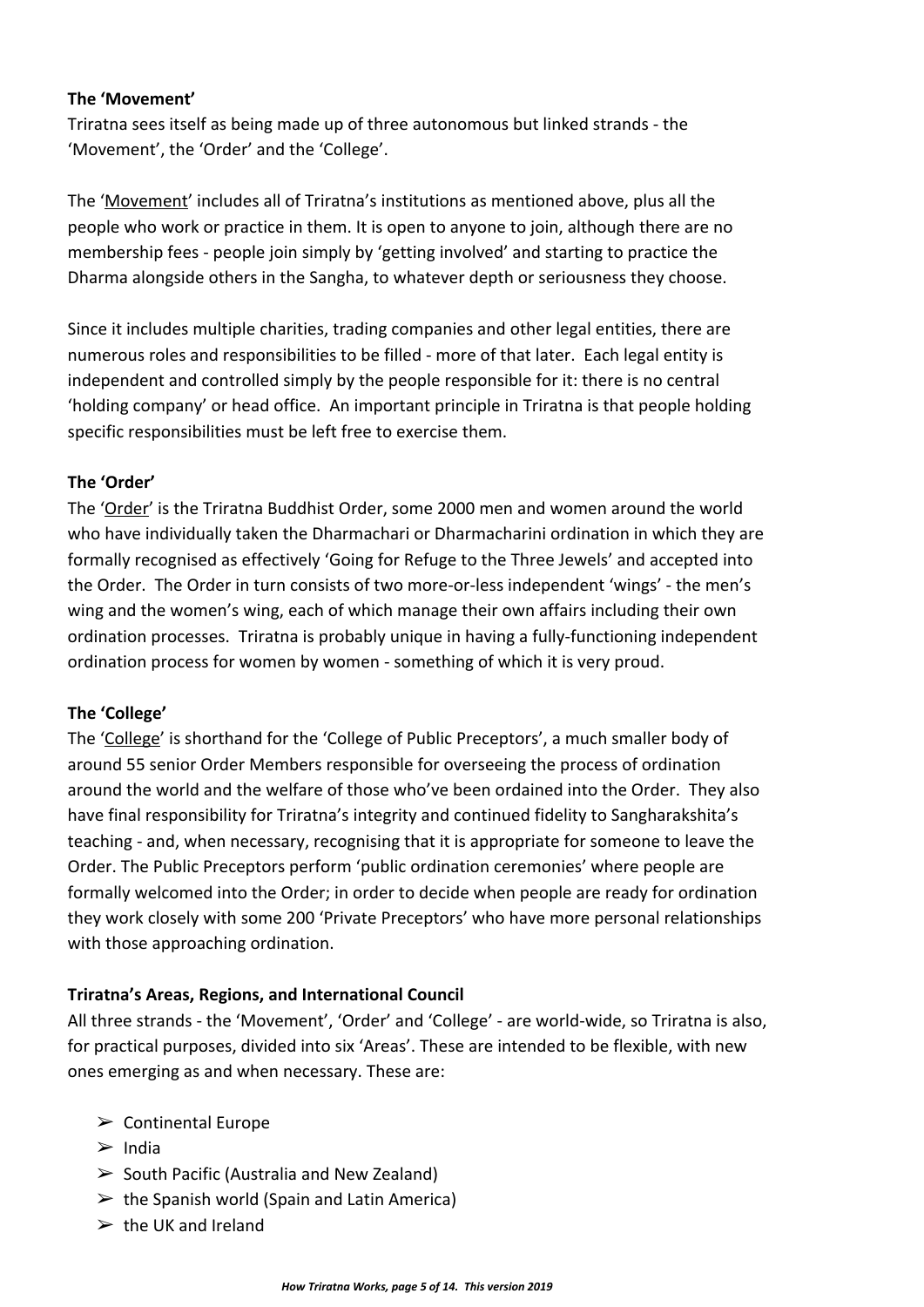**The 'Movement'**

Triratna sees itself as being made up of three autonomous but linked strands - the 'Movement', the 'Order' and the 'College'.

The '<u>Movement</u>' includes all of Triratna's institutions as mentioned above, plus all the people who work or practice in them. It is open to anyone to join, although there are no membership fees - people join simply by 'getting involved' and starting to practice the Dharma alongside others in the Sangha, to whatever depth or seriousness they choose.

Since it includes multiple charities, trading companies and other legal entities, there are numerous roles and responsibilities to be filled - more of that later. Each legal entity is independent and controlled simply by the people responsible for it: there is no central 'holding company' or head office. An important principle in Triratna is that people holding specific responsibilities must be left free to exercise them.

**The 'Order'**

The '<u>Order</u>' is the Triratna Buddhist Order, some 2000 men and women around the world who have individually taken the Dharmachari or Dharmacharini ordination in which they are formally recognised as effectively 'Going for Refuge to the Three Jewels' and accepted into the Order. The Order in turn consists of two more-or-less independent 'wings' - the men's wing and the women's wing, each of which manage their own affairs including their own ordination processes. Triratna is probably unique in having a fully-functioning independent ordination process for women by women - something of which it is very proud.

**The 'College'**

The '<u>College</u>' is shorthand for the 'College of Public Preceptors', a much smaller body of around 55 senior Order Members responsible for overseeing the process of ordination around the world and the welfare of those who've been ordained into the Order. They also have final responsibility for Triratna's integrity and continued fidelity to Sangharakshita's teaching - and, when necessary, recognising that it is appropriate for someone to leave the Order. The Public Preceptors perform 'public ordination ceremonies' where people are formally welcomed into the Order; in order to decide when people are ready for ordination they work closely with some 200 'Private Preceptors' who have more personal relationships with those approaching ordination.

**Triratna's Areas, Regions, and International Council**

All three strands - the 'Movement', 'Order' and 'College' - are world-wide, so Triratna is also, for practical purposes, divided into six 'Areas'. These are intended to be flexible, with new ones emerging as and when necessary. These are:

- Continental Europe
- India
- South Pacific (Australia and New Zealand)
- the Spanish world (Spain and Latin America)
- the UK and Ireland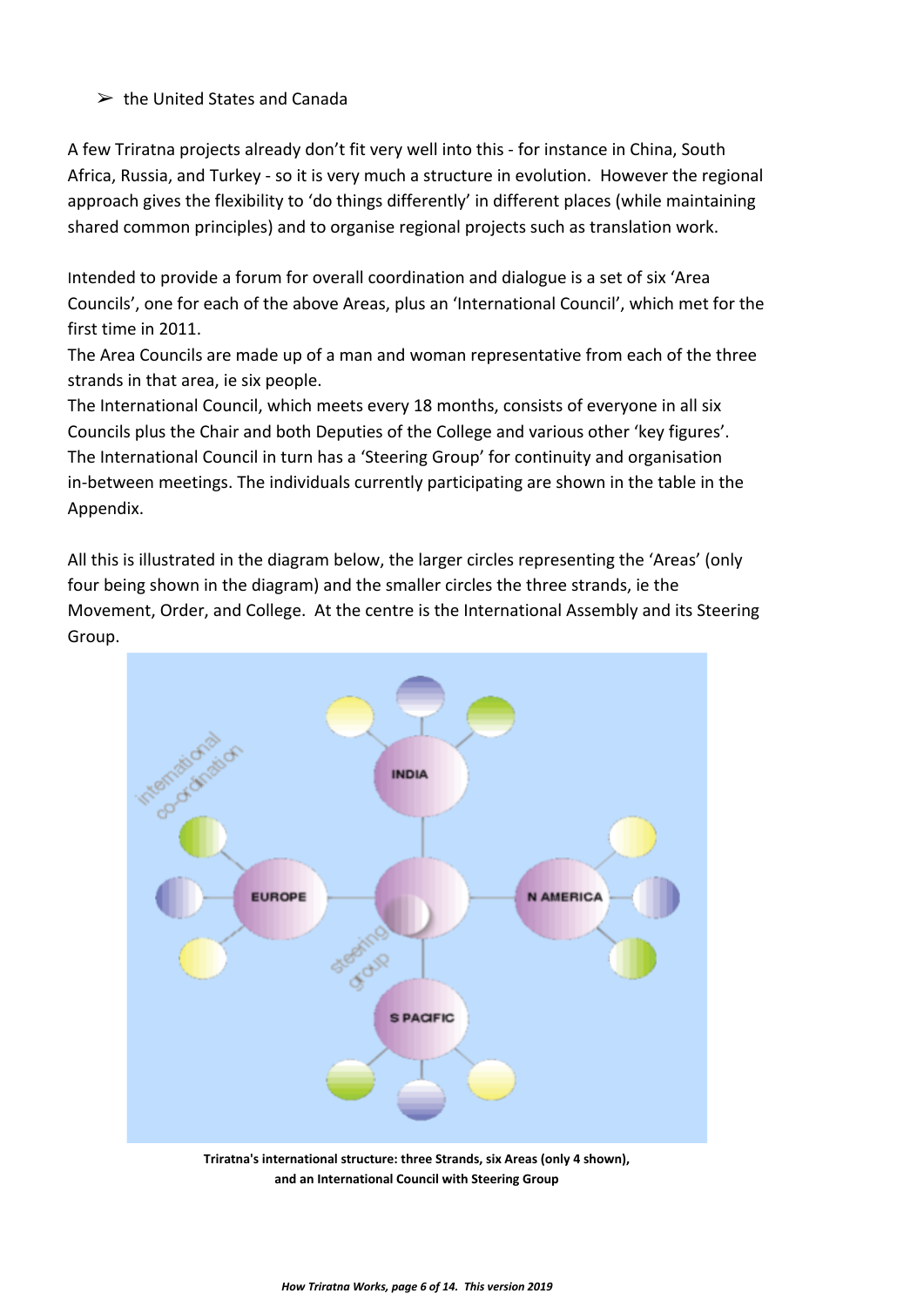- the United States and Canada

A few Triratna projects already don't fit very well into this - for instance in China, South Africa, Russia, and Turkey - so it is very much a structure in evolution.  However the regional approach gives the flexibility to 'do things differently' in different places (while maintaining shared common principles) and to organise regional projects such as translation work.

Intended to provide a forum for overall coordination and dialogue is a set of six 'Area Councils', one for each of the above Areas, plus an 'International Council', which met for the first time in 2011.
The Area Councils are made up of a man and woman representative from each of the three strands in that area, ie six people.
The International Council, which meets every 18 months, consists of everyone in all six Councils plus the Chair and both Deputies of the College and various other 'key figures'.
The International Council in turn has a 'Steering Group' for continuity and organisation in-between meetings. The individuals currently participating are shown in the table in the Appendix.

All this is illustrated in the diagram below, the larger circles representing the 'Areas' (only four being shown in the diagram) and the smaller circles the three strands, ie the Movement, Order, and College.  At the centre is the International Assembly and its Steering Group.

**Triratna's international structure: three Strands, six Areas (only 4 shown), and an International Council with Steering Group**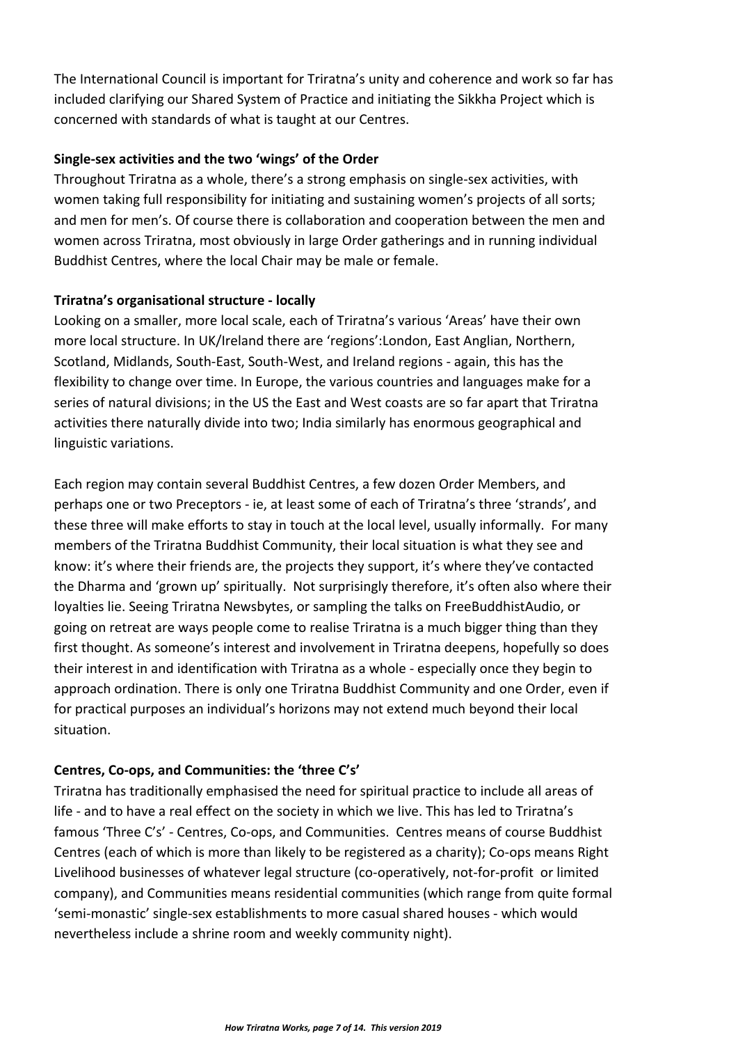The International Council is important for Triratna's unity and coherence and work so far has included clarifying our Shared System of Practice and initiating the Sikkha Project which is concerned with standards of what is taught at our Centres.

**Single-sex activities and the two 'wings' of the Order**

Throughout Triratna as a whole, there's a strong emphasis on single-sex activities, with women taking full responsibility for initiating and sustaining women's projects of all sorts; and men for men's. Of course there is collaboration and cooperation between the men and women across Triratna, most obviously in large Order gatherings and in running individual Buddhist Centres, where the local Chair may be male or female.

**Triratna's organisational structure - locally**

Looking on a smaller, more local scale, each of Triratna's various 'Areas' have their own more local structure. In UK/Ireland there are 'regions':London, East Anglian, Northern, Scotland, Midlands, South-East, South-West, and Ireland regions - again, this has the flexibility to change over time. In Europe, the various countries and languages make for a series of natural divisions; in the US the East and West coasts are so far apart that Triratna activities there naturally divide into two; India similarly has enormous geographical and linguistic variations.

Each region may contain several Buddhist Centres, a few dozen Order Members, and perhaps one or two Preceptors - ie, at least some of each of Triratna's three 'strands', and these three will make efforts to stay in touch at the local level, usually informally. For many members of the Triratna Buddhist Community, their local situation is what they see and know: it's where their friends are, the projects they support, it's where they've contacted the Dharma and 'grown up' spiritually. Not surprisingly therefore, it's often also where their loyalties lie. Seeing Triratna Newsbytes, or sampling the talks on FreeBuddhistAudio, or going on retreat are ways people come to realise Triratna is a much bigger thing than they first thought. As someone's interest and involvement in Triratna deepens, hopefully so does their interest in and identification with Triratna as a whole - especially once they begin to approach ordination. There is only one Triratna Buddhist Community and one Order, even if for practical purposes an individual's horizons may not extend much beyond their local situation.

**Centres, Co-ops, and Communities: the 'three C's'**

Triratna has traditionally emphasised the need for spiritual practice to include all areas of life - and to have a real effect on the society in which we live. This has led to Triratna's famous 'Three C's' - Centres, Co-ops, and Communities. Centres means of course Buddhist Centres (each of which is more than likely to be registered as a charity); Co-ops means Right Livelihood businesses of whatever legal structure (co-operatively, not-for-profit or limited company), and Communities means residential communities (which range from quite formal 'semi-monastic' single-sex establishments to more casual shared houses - which would nevertheless include a shrine room and weekly community night).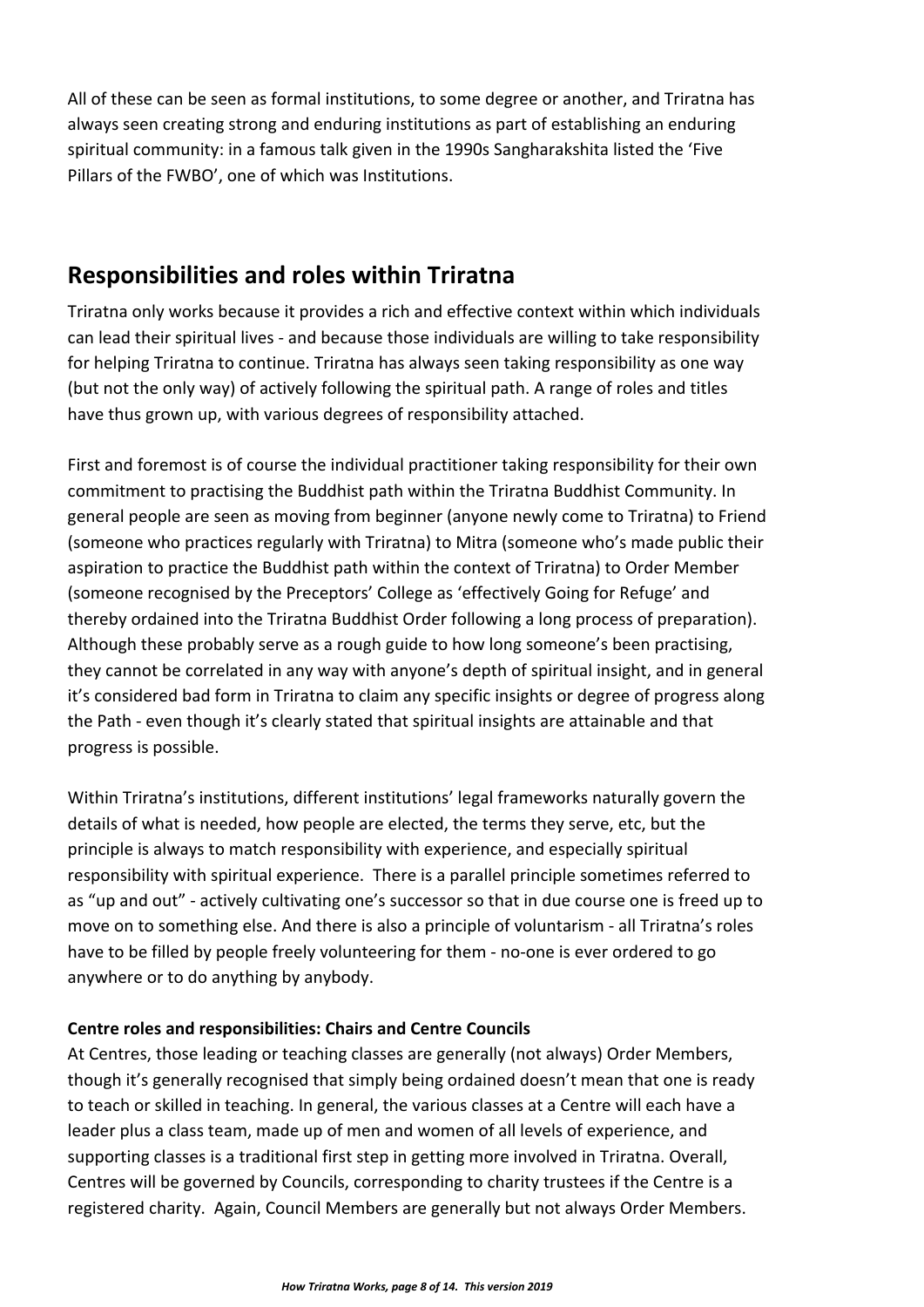All of these can be seen as formal institutions, to some degree or another, and Triratna has always seen creating strong and enduring institutions as part of establishing an enduring spiritual community: in a famous talk given in the 1990s Sangharakshita listed the 'Five Pillars of the FWBO', one of which was Institutions.

## Responsibilities and roles within Triratna

Triratna only works because it provides a rich and effective context within which individuals can lead their spiritual lives - and because those individuals are willing to take responsibility for helping Triratna to continue. Triratna has always seen taking responsibility as one way (but not the only way) of actively following the spiritual path. A range of roles and titles have thus grown up, with various degrees of responsibility attached.

First and foremost is of course the individual practitioner taking responsibility for their own commitment to practising the Buddhist path within the Triratna Buddhist Community. In general people are seen as moving from beginner (anyone newly come to Triratna) to Friend (someone who practices regularly with Triratna) to Mitra (someone who's made public their aspiration to practice the Buddhist path within the context of Triratna) to Order Member (someone recognised by the Preceptors' College as 'effectively Going for Refuge' and thereby ordained into the Triratna Buddhist Order following a long process of preparation). Although these probably serve as a rough guide to how long someone's been practising, they cannot be correlated in any way with anyone's depth of spiritual insight, and in general it's considered bad form in Triratna to claim any specific insights or degree of progress along the Path - even though it's clearly stated that spiritual insights are attainable and that progress is possible.

Within Triratna's institutions, different institutions' legal frameworks naturally govern the details of what is needed, how people are elected, the terms they serve, etc, but the principle is always to match responsibility with experience, and especially spiritual responsibility with spiritual experience. There is a parallel principle sometimes referred to as "up and out" - actively cultivating one's successor so that in due course one is freed up to move on to something else. And there is also a principle of voluntarism - all Triratna's roles have to be filled by people freely volunteering for them - no-one is ever ordered to go anywhere or to do anything by anybody.

**Centre roles and responsibilities: Chairs and Centre Councils**

At Centres, those leading or teaching classes are generally (not always) Order Members, though it's generally recognised that simply being ordained doesn't mean that one is ready to teach or skilled in teaching. In general, the various classes at a Centre will each have a leader plus a class team, made up of men and women of all levels of experience, and supporting classes is a traditional first step in getting more involved in Triratna. Overall, Centres will be governed by Councils, corresponding to charity trustees if the Centre is a registered charity. Again, Council Members are generally but not always Order Members.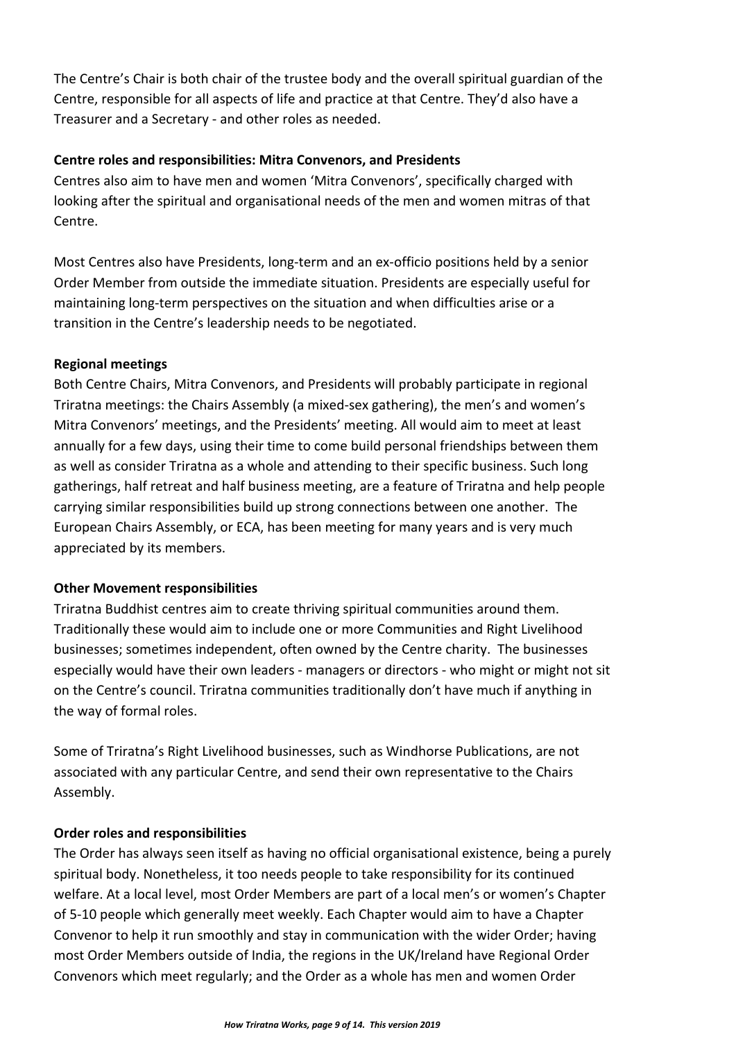The Centre's Chair is both chair of the trustee body and the overall spiritual guardian of the Centre, responsible for all aspects of life and practice at that Centre. They'd also have a Treasurer and a Secretary - and other roles as needed.

**Centre roles and responsibilities: Mitra Convenors, and Presidents**

Centres also aim to have men and women 'Mitra Convenors', specifically charged with looking after the spiritual and organisational needs of the men and women mitras of that Centre.

Most Centres also have Presidents, long-term and an ex-officio positions held by a senior Order Member from outside the immediate situation. Presidents are especially useful for maintaining long-term perspectives on the situation and when difficulties arise or a transition in the Centre's leadership needs to be negotiated.

**Regional meetings**

Both Centre Chairs, Mitra Convenors, and Presidents will probably participate in regional Triratna meetings: the Chairs Assembly (a mixed-sex gathering), the men's and women's Mitra Convenors' meetings, and the Presidents' meeting. All would aim to meet at least annually for a few days, using their time to come build personal friendships between them as well as consider Triratna as a whole and attending to their specific business. Such long gatherings, half retreat and half business meeting, are a feature of Triratna and help people carrying similar responsibilities build up strong connections between one another. The European Chairs Assembly, or ECA, has been meeting for many years and is very much appreciated by its members.

**Other Movement responsibilities**

Triratna Buddhist centres aim to create thriving spiritual communities around them. Traditionally these would aim to include one or more Communities and Right Livelihood businesses; sometimes independent, often owned by the Centre charity. The businesses especially would have their own leaders - managers or directors - who might or might not sit on the Centre's council. Triratna communities traditionally don't have much if anything in the way of formal roles.

Some of Triratna's Right Livelihood businesses, such as Windhorse Publications, are not associated with any particular Centre, and send their own representative to the Chairs Assembly.

**Order roles and responsibilities**

The Order has always seen itself as having no official organisational existence, being a purely spiritual body. Nonetheless, it too needs people to take responsibility for its continued welfare. At a local level, most Order Members are part of a local men's or women's Chapter of 5-10 people which generally meet weekly. Each Chapter would aim to have a Chapter Convenor to help it run smoothly and stay in communication with the wider Order; having most Order Members outside of India, the regions in the UK/Ireland have Regional Order Convenors which meet regularly; and the Order as a whole has men and women Order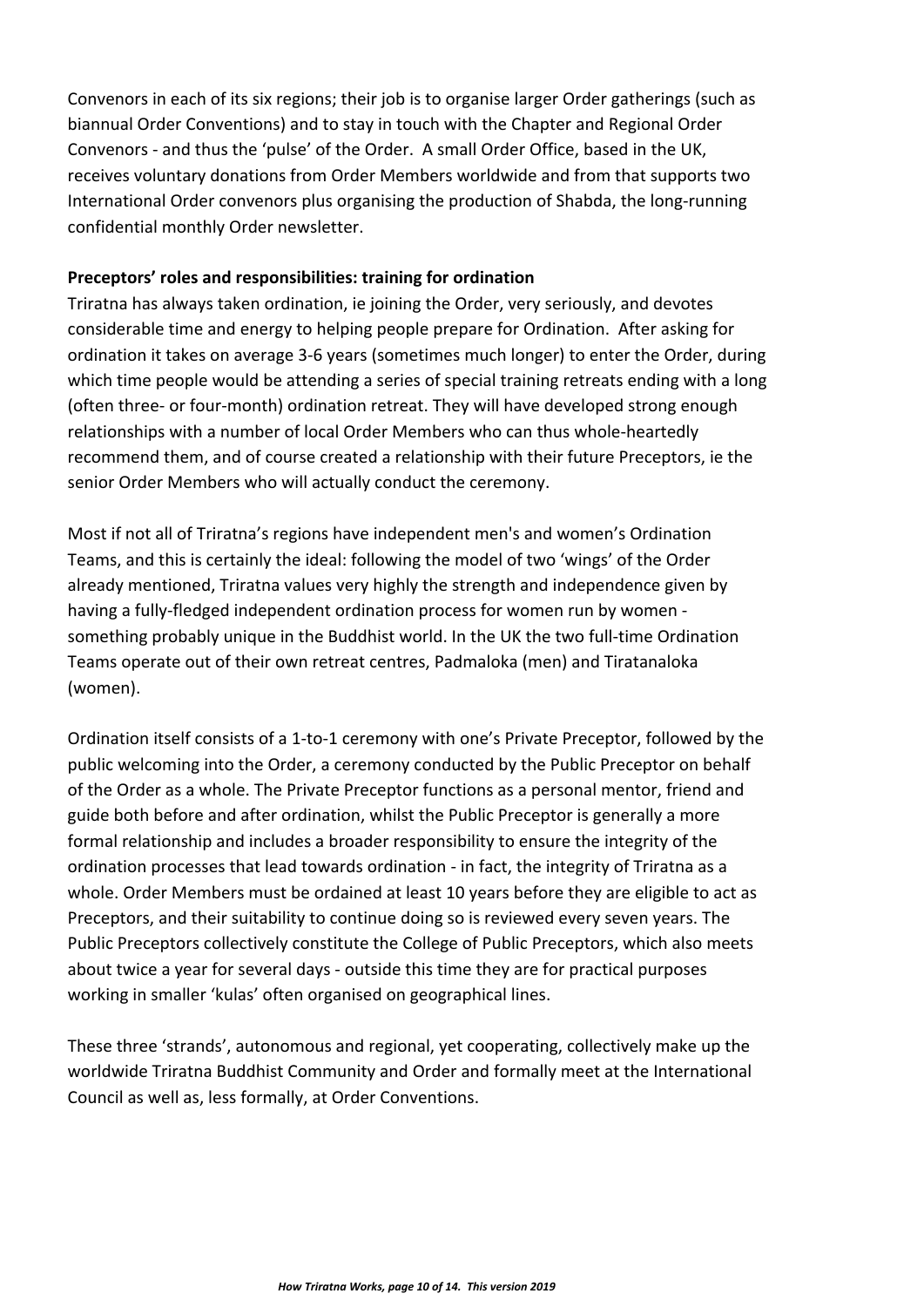Convenors in each of its six regions; their job is to organise larger Order gatherings (such as biannual Order Conventions) and to stay in touch with the Chapter and Regional Order Convenors - and thus the 'pulse' of the Order. A small Order Office, based in the UK, receives voluntary donations from Order Members worldwide and from that supports two International Order convenors plus organising the production of Shabda, the long-running confidential monthly Order newsletter.

**Preceptors' roles and responsibilities: training for ordination**

Triratna has always taken ordination, ie joining the Order, very seriously, and devotes considerable time and energy to helping people prepare for Ordination. After asking for ordination it takes on average 3-6 years (sometimes much longer) to enter the Order, during which time people would be attending a series of special training retreats ending with a long (often three- or four-month) ordination retreat. They will have developed strong enough relationships with a number of local Order Members who can thus whole-heartedly recommend them, and of course created a relationship with their future Preceptors, ie the senior Order Members who will actually conduct the ceremony.

Most if not all of Triratna's regions have independent men's and women's Ordination Teams, and this is certainly the ideal: following the model of two 'wings' of the Order already mentioned, Triratna values very highly the strength and independence given by having a fully-fledged independent ordination process for women run by women - something probably unique in the Buddhist world. In the UK the two full-time Ordination Teams operate out of their own retreat centres, Padmaloka (men) and Tiratanaloka (women).

Ordination itself consists of a 1-to-1 ceremony with one's Private Preceptor, followed by the public welcoming into the Order, a ceremony conducted by the Public Preceptor on behalf of the Order as a whole. The Private Preceptor functions as a personal mentor, friend and guide both before and after ordination, whilst the Public Preceptor is generally a more formal relationship and includes a broader responsibility to ensure the integrity of the ordination processes that lead towards ordination - in fact, the integrity of Triratna as a whole. Order Members must be ordained at least 10 years before they are eligible to act as Preceptors, and their suitability to continue doing so is reviewed every seven years. The Public Preceptors collectively constitute the College of Public Preceptors, which also meets about twice a year for several days - outside this time they are for practical purposes working in smaller 'kulas' often organised on geographical lines.

These three 'strands', autonomous and regional, yet cooperating, collectively make up the worldwide Triratna Buddhist Community and Order and formally meet at the International Council as well as, less formally, at Order Conventions.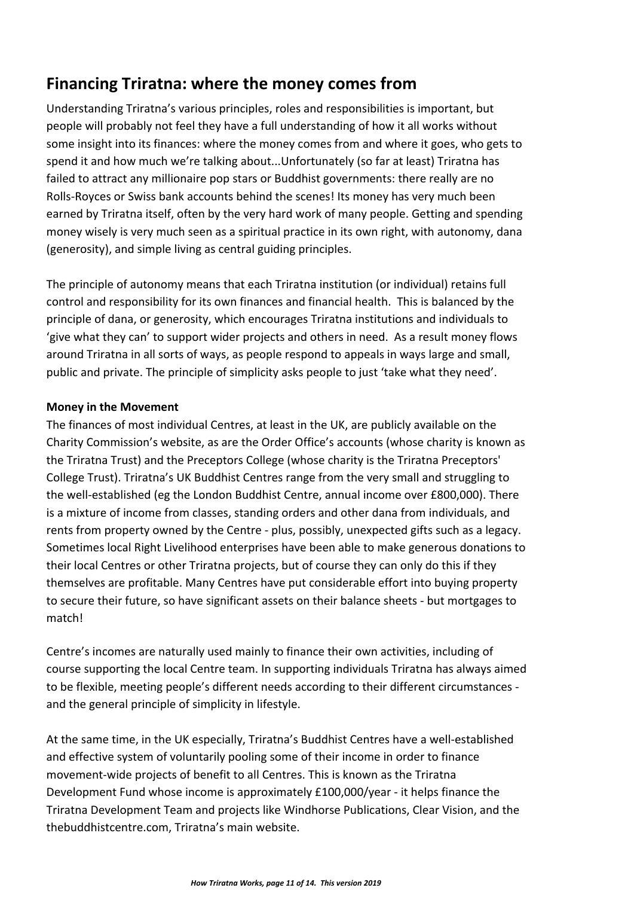## Financing Triratna: where the money comes from

Understanding Triratna's various principles, roles and responsibilities is important, but people will probably not feel they have a full understanding of how it all works without some insight into its finances: where the money comes from and where it goes, who gets to spend it and how much we're talking about...Unfortunately (so far at least) Triratna has failed to attract any millionaire pop stars or Buddhist governments: there really are no Rolls-Royces or Swiss bank accounts behind the scenes! Its money has very much been earned by Triratna itself, often by the very hard work of many people. Getting and spending money wisely is very much seen as a spiritual practice in its own right, with autonomy, dana (generosity), and simple living as central guiding principles.

The principle of autonomy means that each Triratna institution (or individual) retains full control and responsibility for its own finances and financial health. This is balanced by the principle of dana, or generosity, which encourages Triratna institutions and individuals to 'give what they can' to support wider projects and others in need. As a result money flows around Triratna in all sorts of ways, as people respond to appeals in ways large and small, public and private. The principle of simplicity asks people to just 'take what they need'.

**Money in the Movement**

The finances of most individual Centres, at least in the UK, are publicly available on the Charity Commission's website, as are the Order Office's accounts (whose charity is known as the Triratna Trust) and the Preceptors College (whose charity is the Triratna Preceptors' College Trust). Triratna's UK Buddhist Centres range from the very small and struggling to the well-established (eg the London Buddhist Centre, annual income over £800,000). There is a mixture of income from classes, standing orders and other dana from individuals, and rents from property owned by the Centre - plus, possibly, unexpected gifts such as a legacy. Sometimes local Right Livelihood enterprises have been able to make generous donations to their local Centres or other Triratna projects, but of course they can only do this if they themselves are profitable. Many Centres have put considerable effort into buying property to secure their future, so have significant assets on their balance sheets - but mortgages to match!

Centre's incomes are naturally used mainly to finance their own activities, including of course supporting the local Centre team. In supporting individuals Triratna has always aimed to be flexible, meeting people's different needs according to their different circumstances - and the general principle of simplicity in lifestyle.

At the same time, in the UK especially, Triratna's Buddhist Centres have a well-established and effective system of voluntarily pooling some of their income in order to finance movement-wide projects of benefit to all Centres. This is known as the Triratna Development Fund whose income is approximately £100,000/year - it helps finance the Triratna Development Team and projects like Windhorse Publications, Clear Vision, and the thebuddhistcentre.com, Triratna's main website.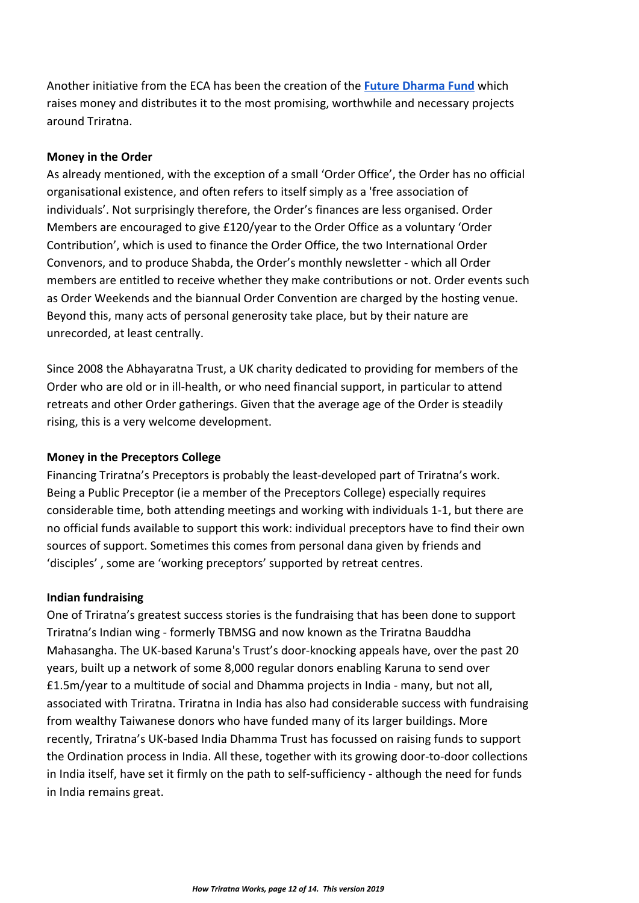Another initiative from the ECA has been the creation of the **Future Dharma Fund** which raises money and distributes it to the most promising, worthwhile and necessary projects around Triratna.

**Money in the Order**

As already mentioned, with the exception of a small 'Order Office', the Order has no official organisational existence, and often refers to itself simply as a 'free association of individuals'. Not surprisingly therefore, the Order's finances are less organised. Order Members are encouraged to give £120/year to the Order Office as a voluntary 'Order Contribution', which is used to finance the Order Office, the two International Order Convenors, and to produce Shabda, the Order's monthly newsletter - which all Order members are entitled to receive whether they make contributions or not. Order events such as Order Weekends and the biannual Order Convention are charged by the hosting venue. Beyond this, many acts of personal generosity take place, but by their nature are unrecorded, at least centrally.

Since 2008 the Abhayaratna Trust, a UK charity dedicated to providing for members of the Order who are old or in ill-health, or who need financial support, in particular to attend retreats and other Order gatherings. Given that the average age of the Order is steadily rising, this is a very welcome development.

**Money in the Preceptors College**

Financing Triratna's Preceptors is probably the least-developed part of Triratna's work. Being a Public Preceptor (ie a member of the Preceptors College) especially requires considerable time, both attending meetings and working with individuals 1-1, but there are no official funds available to support this work: individual preceptors have to find their own sources of support. Sometimes this comes from personal dana given by friends and 'disciples' , some are 'working preceptors' supported by retreat centres.

**Indian fundraising**

One of Triratna's greatest success stories is the fundraising that has been done to support Triratna's Indian wing - formerly TBMSG and now known as the Triratna Bauddha Mahasangha. The UK-based Karuna's Trust's door-knocking appeals have, over the past 20 years, built up a network of some 8,000 regular donors enabling Karuna to send over £1.5m/year to a multitude of social and Dhamma projects in India - many, but not all, associated with Triratna. Triratna in India has also had considerable success with fundraising from wealthy Taiwanese donors who have funded many of its larger buildings. More recently, Triratna's UK-based India Dhamma Trust has focussed on raising funds to support the Ordination process in India. All these, together with its growing door-to-door collections in India itself, have set it firmly on the path to self-sufficiency - although the need for funds in India remains great.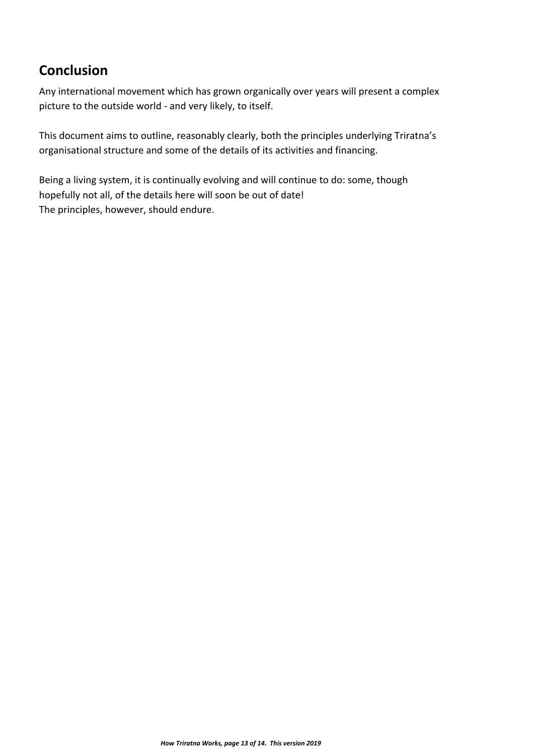## Conclusion

Any international movement which has grown organically over years will present a complex picture to the outside world - and very likely, to itself.

This document aims to outline, reasonably clearly, both the principles underlying Triratna's organisational structure and some of the details of its activities and financing.

Being a living system, it is continually evolving and will continue to do: some, though hopefully not all, of the details here will soon be out of date!
The principles, however, should endure.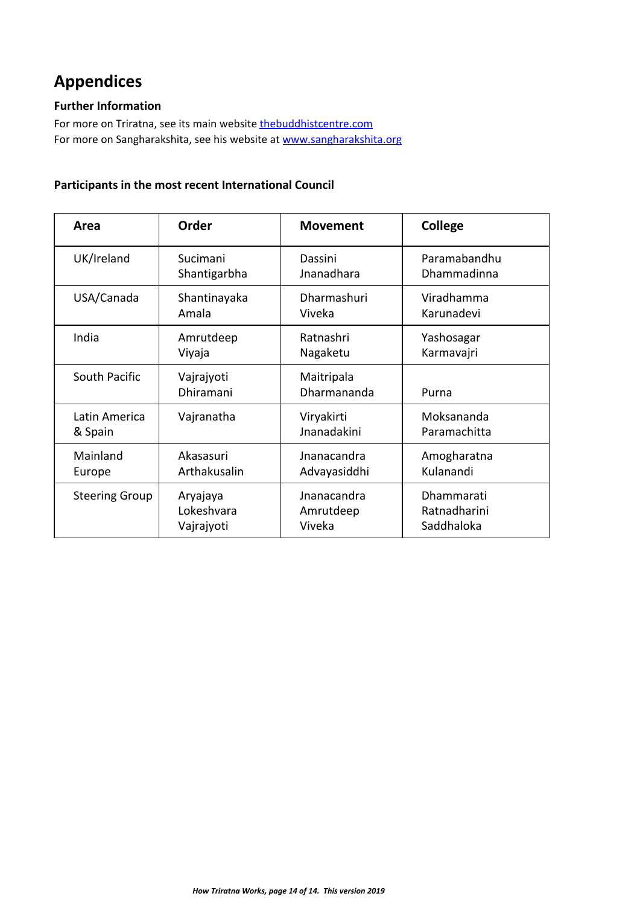# Appendices

### Further Information

For more on Triratna, see its main website thebuddhistcentre.com
For more on Sangharakshita, see his website at www.sangharakshita.org

### Participants in the most recent International Council

| Area | Order | Movement | College |
|---|---|---|---|
| UK/Ireland | Sucimani<br>Shantigarbha | Dassini<br>Jnanadhara | Paramabandhu<br>Dhammadinna |
| USA/Canada | Shantinayaka<br>Amala | Dharmashuri<br>Viveka | Viradhamma<br>Karunadevi |
| India | Amrutdeep<br>Viyaja | Ratnashri<br>Nagaketu | Yashosagar<br>Karmavajri |
| South Pacific | Vajrajyoti<br>Dhiramani | Maitripala<br>Dharmananda | Purna |
| Latin America & Spain | Vajranatha | Viryakirti<br>Jnanadakini | Moksananda<br>Paramachitta |
| Mainland Europe | Akasasuri<br>Arthakusalin | Jnanacandra<br>Advayasiddhi | Amogharatna<br>Kulanandi |
| Steering Group | Aryajaya<br>Lokeshvara<br>Vajrajyoti | Jnanacandra<br>Amrutdeep<br>Viveka | Dhammarati<br>Ratnadharini<br>Saddhaloka |